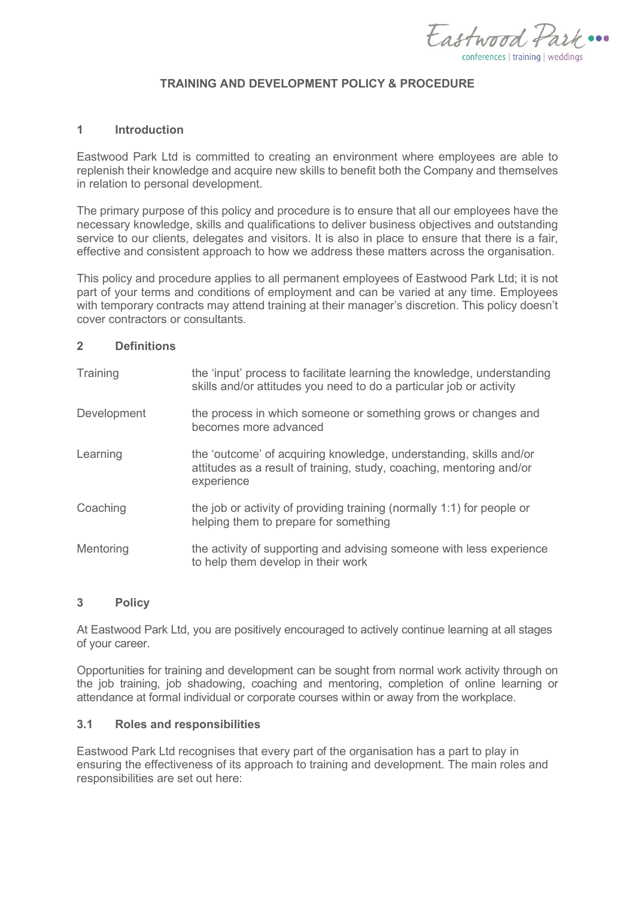# TRAINING AND DEVELOPMENT POLICY & PROCEDURE

## 1 Introduction

Eastwood Park Ltd is committed to creating an environment where employees are able to replenish their knowledge and acquire new skills to benefit both the Company and themselves in relation to personal development.

The primary purpose of this policy and procedure is to ensure that all our employees have the necessary knowledge, skills and qualifications to deliver business objectives and outstanding service to our clients, delegates and visitors. It is also in place to ensure that there is a fair, effective and consistent approach to how we address these matters across the organisation.

This policy and procedure applies to all permanent employees of Eastwood Park Ltd; it is not part of your terms and conditions of employment and can be varied at any time. Employees with temporary contracts may attend training at their manager's discretion. This policy doesn't cover contractors or consultants.

## 2 Definitions

| | |
|---|---|
| Training | the 'input' process to facilitate learning the knowledge, understanding skills and/or attitudes you need to do a particular job or activity |
| Development | the process in which someone or something grows or changes and becomes more advanced |
| Learning | the 'outcome' of acquiring knowledge, understanding, skills and/or attitudes as a result of training, study, coaching, mentoring and/or experience |
| Coaching | the job or activity of providing training (normally 1:1) for people or helping them to prepare for something |
| Mentoring | the activity of supporting and advising someone with less experience to help them develop in their work |

## 3 Policy

At Eastwood Park Ltd, you are positively encouraged to actively continue learning at all stages of your career.

Opportunities for training and development can be sought from normal work activity through on the job training, job shadowing, coaching and mentoring, completion of online learning or attendance at formal individual or corporate courses within or away from the workplace.

### 3.1 Roles and responsibilities

Eastwood Park Ltd recognises that every part of the organisation has a part to play in ensuring the effectiveness of its approach to training and development. The main roles and responsibilities are set out here: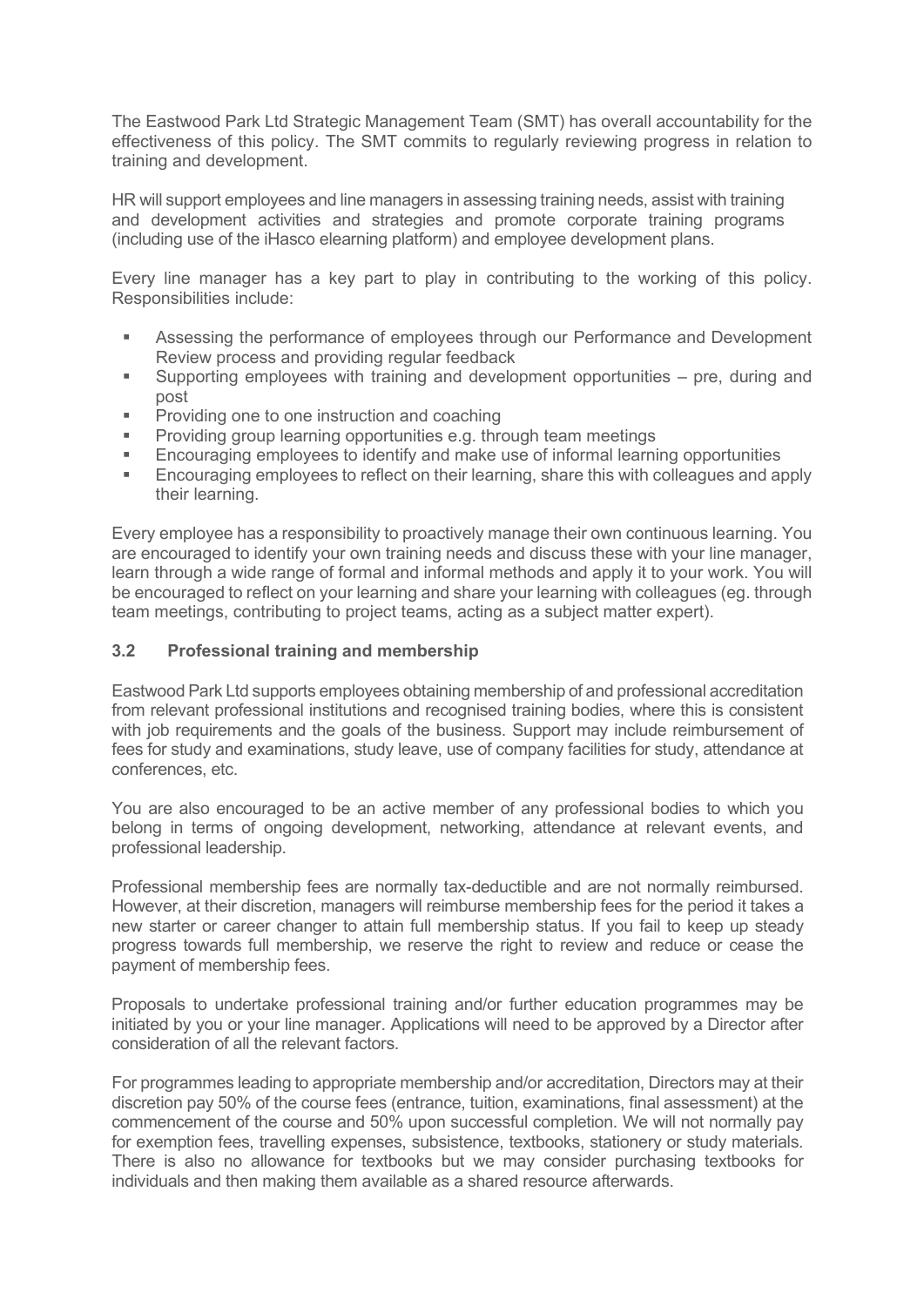The Eastwood Park Ltd Strategic Management Team (SMT) has overall accountability for the effectiveness of this policy. The SMT commits to regularly reviewing progress in relation to training and development.

HR will support employees and line managers in assessing training needs, assist with training and development activities and strategies and promote corporate training programs (including use of the iHasco elearning platform) and employee development plans.

Every line manager has a key part to play in contributing to the working of this policy. Responsibilities include:

- Assessing the performance of employees through our Performance and Development Review process and providing regular feedback
- Supporting employees with training and development opportunities – pre, during and post
- Providing one to one instruction and coaching
- Providing group learning opportunities e.g. through team meetings
- Encouraging employees to identify and make use of informal learning opportunities
- Encouraging employees to reflect on their learning, share this with colleagues and apply their learning.

Every employee has a responsibility to proactively manage their own continuous learning. You are encouraged to identify your own training needs and discuss these with your line manager, learn through a wide range of formal and informal methods and apply it to your work. You will be encouraged to reflect on your learning and share your learning with colleagues (eg. through team meetings, contributing to project teams, acting as a subject matter expert).

### 3.2 Professional training and membership

Eastwood Park Ltd supports employees obtaining membership of and professional accreditation from relevant professional institutions and recognised training bodies, where this is consistent with job requirements and the goals of the business. Support may include reimbursement of fees for study and examinations, study leave, use of company facilities for study, attendance at conferences, etc.

You are also encouraged to be an active member of any professional bodies to which you belong in terms of ongoing development, networking, attendance at relevant events, and professional leadership.

Professional membership fees are normally tax-deductible and are not normally reimbursed. However, at their discretion, managers will reimburse membership fees for the period it takes a new starter or career changer to attain full membership status. If you fail to keep up steady progress towards full membership, we reserve the right to review and reduce or cease the payment of membership fees.

Proposals to undertake professional training and/or further education programmes may be initiated by you or your line manager. Applications will need to be approved by a Director after consideration of all the relevant factors.

For programmes leading to appropriate membership and/or accreditation, Directors may at their discretion pay 50% of the course fees (entrance, tuition, examinations, final assessment) at the commencement of the course and 50% upon successful completion. We will not normally pay for exemption fees, travelling expenses, subsistence, textbooks, stationery or study materials. There is also no allowance for textbooks but we may consider purchasing textbooks for individuals and then making them available as a shared resource afterwards.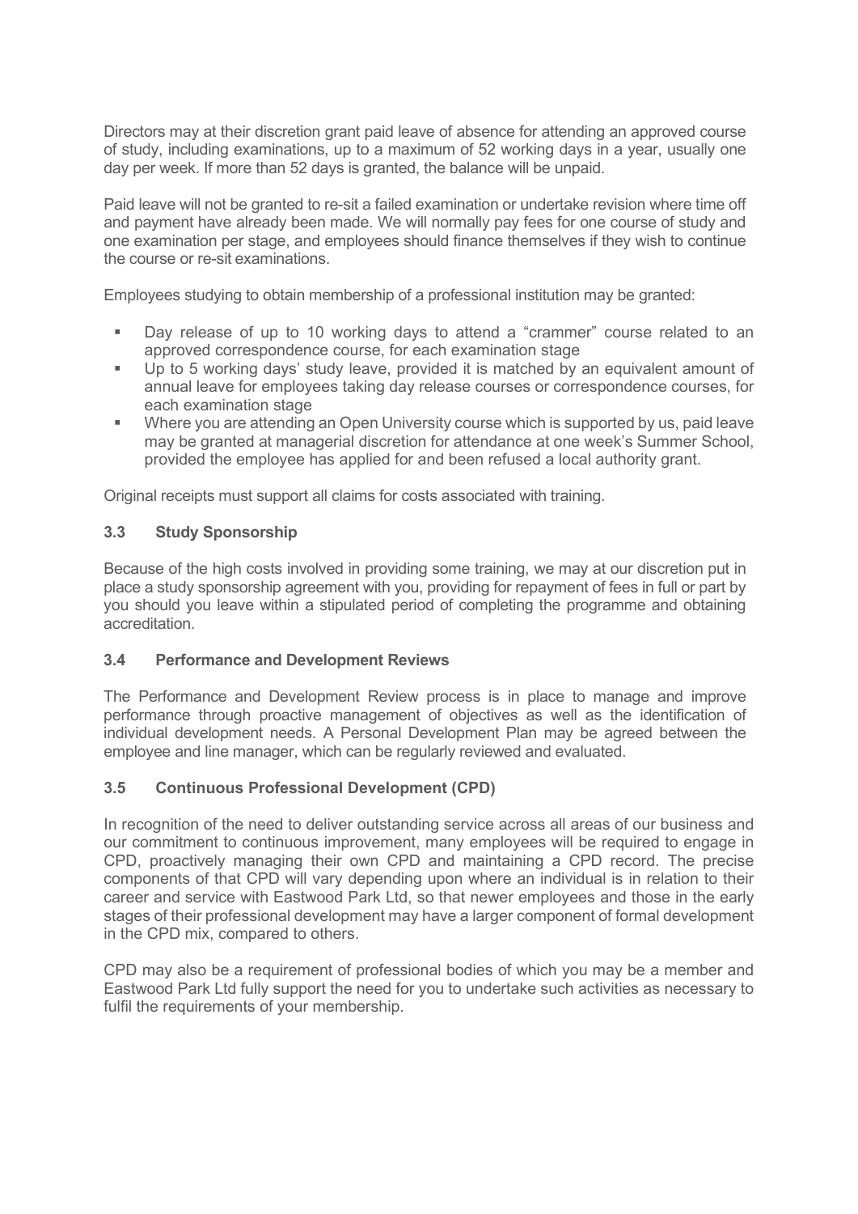Directors may at their discretion grant paid leave of absence for attending an approved course of study, including examinations, up to a maximum of 52 working days in a year, usually one day per week. If more than 52 days is granted, the balance will be unpaid.

Paid leave will not be granted to re-sit a failed examination or undertake revision where time off and payment have already been made. We will normally pay fees for one course of study and one examination per stage, and employees should finance themselves if they wish to continue the course or re-sit examinations.

Employees studying to obtain membership of a professional institution may be granted:

- Day release of up to 10 working days to attend a "crammer" course related to an approved correspondence course, for each examination stage
- Up to 5 working days' study leave, provided it is matched by an equivalent amount of annual leave for employees taking day release courses or correspondence courses, for each examination stage
- Where you are attending an Open University course which is supported by us, paid leave may be granted at managerial discretion for attendance at one week's Summer School, provided the employee has applied for and been refused a local authority grant.

Original receipts must support all claims for costs associated with training.

### 3.3 Study Sponsorship

Because of the high costs involved in providing some training, we may at our discretion put in place a study sponsorship agreement with you, providing for repayment of fees in full or part by you should you leave within a stipulated period of completing the programme and obtaining accreditation.

### 3.4 Performance and Development Reviews

The Performance and Development Review process is in place to manage and improve performance through proactive management of objectives as well as the identification of individual development needs. A Personal Development Plan may be agreed between the employee and line manager, which can be regularly reviewed and evaluated.

### 3.5 Continuous Professional Development (CPD)

In recognition of the need to deliver outstanding service across all areas of our business and our commitment to continuous improvement, many employees will be required to engage in CPD, proactively managing their own CPD and maintaining a CPD record. The precise components of that CPD will vary depending upon where an individual is in relation to their career and service with Eastwood Park Ltd, so that newer employees and those in the early stages of their professional development may have a larger component of formal development in the CPD mix, compared to others.

CPD may also be a requirement of professional bodies of which you may be a member and Eastwood Park Ltd fully support the need for you to undertake such activities as necessary to fulfil the requirements of your membership.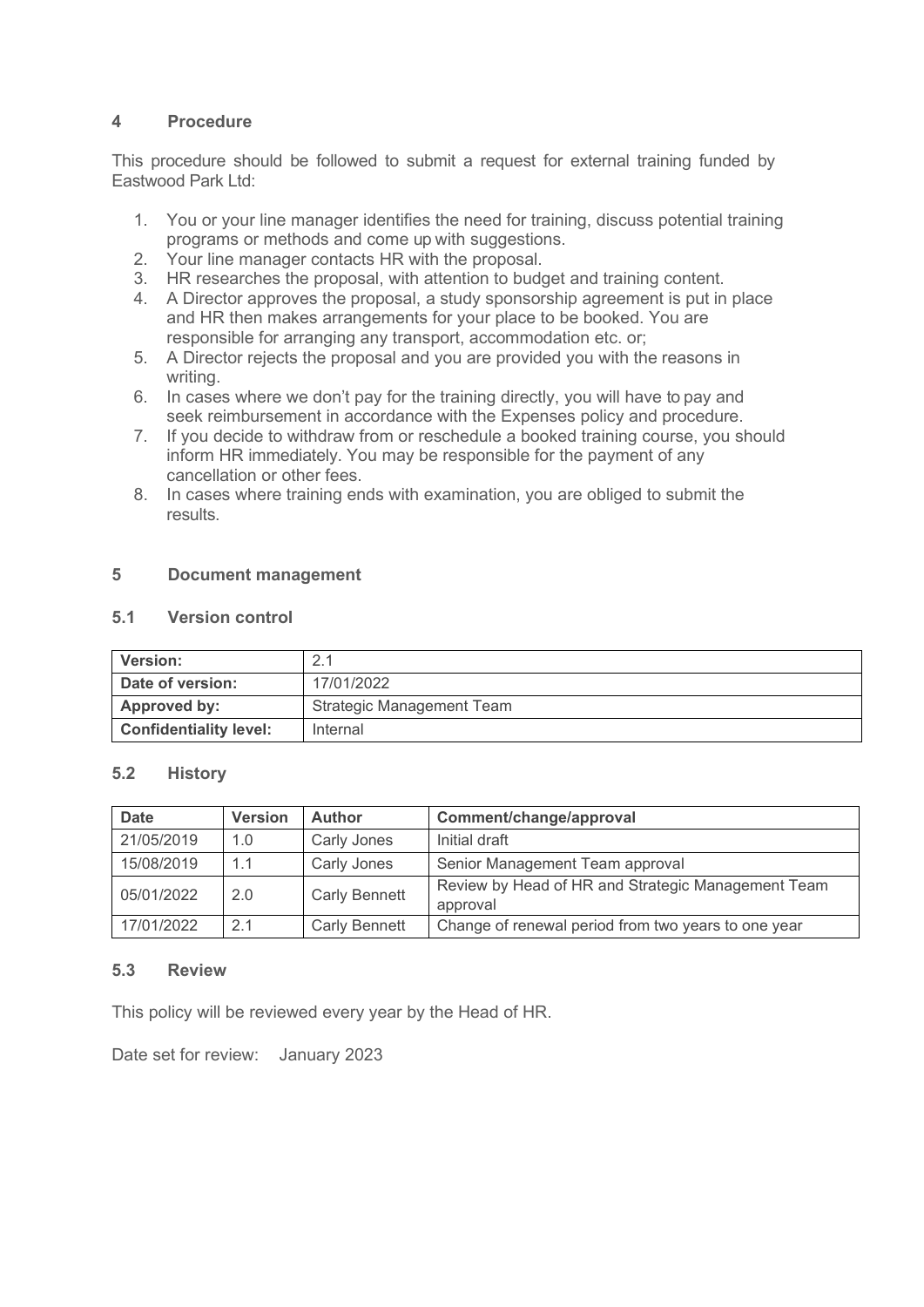## 4 Procedure

This procedure should be followed to submit a request for external training funded by Eastwood Park Ltd:

1. You or your line manager identifies the need for training, discuss potential training programs or methods and come up with suggestions.
2. Your line manager contacts HR with the proposal.
3. HR researches the proposal, with attention to budget and training content.
4. A Director approves the proposal, a study sponsorship agreement is put in place and HR then makes arrangements for your place to be booked. You are responsible for arranging any transport, accommodation etc. or;
5. A Director rejects the proposal and you are provided you with the reasons in writing.
6. In cases where we don't pay for the training directly, you will have to pay and seek reimbursement in accordance with the Expenses policy and procedure.
7. If you decide to withdraw from or reschedule a booked training course, you should inform HR immediately. You may be responsible for the payment of any cancellation or other fees.
8. In cases where training ends with examination, you are obliged to submit the results.

## 5 Document management

### 5.1 Version control

| | |
|---|---|
| **Version:** | 2.1 |
| **Date of version:** | 17/01/2022 |
| **Approved by:** | Strategic Management Team |
| **Confidentiality level:** | Internal |

### 5.2 History

| Date | Version | Author | Comment/change/approval |
|---|---|---|---|
| 21/05/2019 | 1.0 | Carly Jones | Initial draft |
| 15/08/2019 | 1.1 | Carly Jones | Senior Management Team approval |
| 05/01/2022 | 2.0 | Carly Bennett | Review by Head of HR and Strategic Management Team approval |
| 17/01/2022 | 2.1 | Carly Bennett | Change of renewal period from two years to one year |

### 5.3 Review

This policy will be reviewed every year by the Head of HR.

Date set for review: January 2023